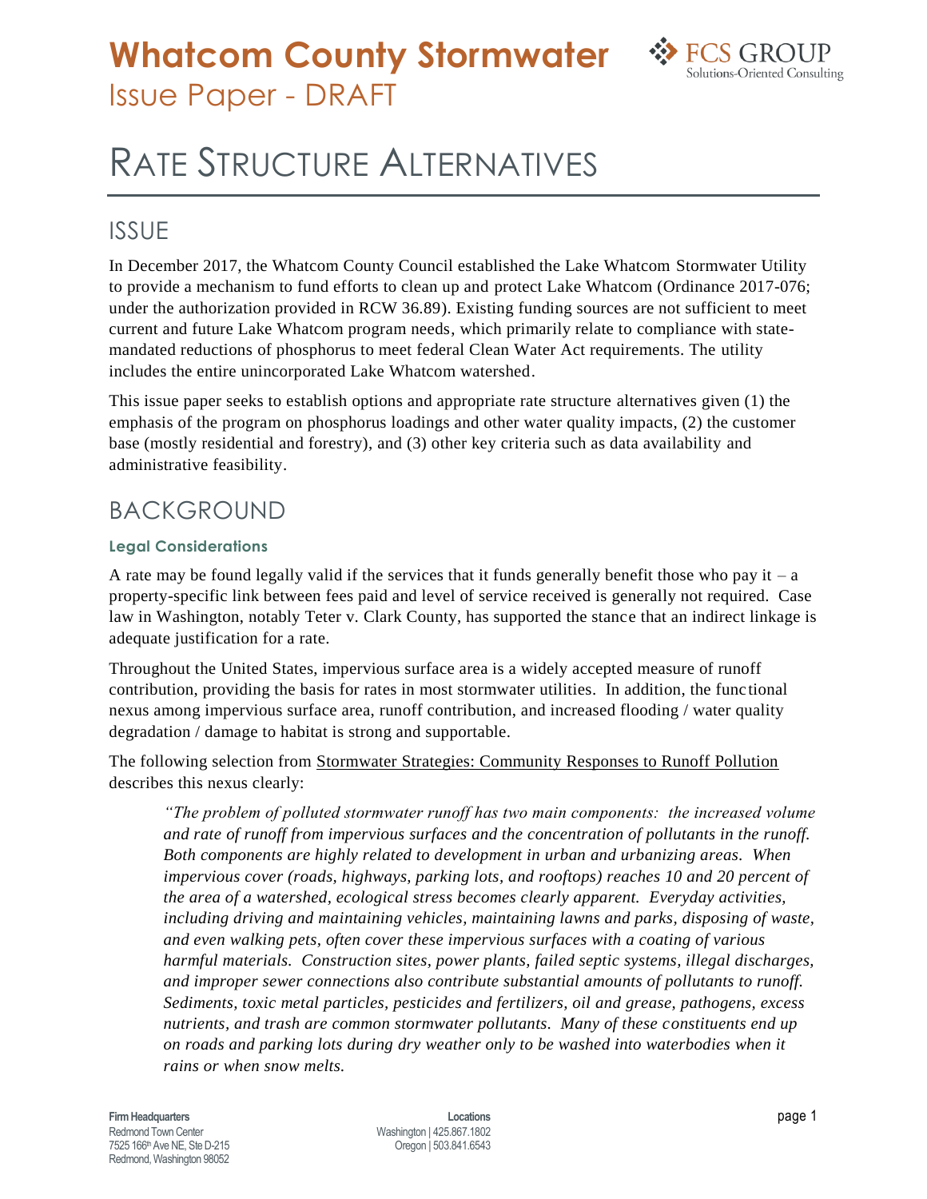# Whatcom County Stormwater
## Issue Paper - DRAFT

# RATE STRUCTURE ALTERNATIVES

## ISSUE

In December 2017, the Whatcom County Council established the Lake Whatcom Stormwater Utility to provide a mechanism to fund efforts to clean up and protect Lake Whatcom (Ordinance 2017-076; under the authorization provided in RCW 36.89). Existing funding sources are not sufficient to meet current and future Lake Whatcom program needs, which primarily relate to compliance with state-mandated reductions of phosphorus to meet federal Clean Water Act requirements. The utility includes the entire unincorporated Lake Whatcom watershed.

This issue paper seeks to establish options and appropriate rate structure alternatives given (1) the emphasis of the program on phosphorus loadings and other water quality impacts, (2) the customer base (mostly residential and forestry), and (3) other key criteria such as data availability and administrative feasibility.

## BACKGROUND

### Legal Considerations

A rate may be found legally valid if the services that it funds generally benefit those who pay it – a property-specific link between fees paid and level of service received is generally not required. Case law in Washington, notably Teter v. Clark County, has supported the stance that an indirect linkage is adequate justification for a rate.

Throughout the United States, impervious surface area is a widely accepted measure of runoff contribution, providing the basis for rates in most stormwater utilities. In addition, the functional nexus among impervious surface area, runoff contribution, and increased flooding / water quality degradation / damage to habitat is strong and supportable.

The following selection from Stormwater Strategies: Community Responses to Runoff Pollution describes this nexus clearly:

> *"The problem of polluted stormwater runoff has two main components: the increased volume and rate of runoff from impervious surfaces and the concentration of pollutants in the runoff. Both components are highly related to development in urban and urbanizing areas. When impervious cover (roads, highways, parking lots, and rooftops) reaches 10 and 20 percent of the area of a watershed, ecological stress becomes clearly apparent. Everyday activities, including driving and maintaining vehicles, maintaining lawns and parks, disposing of waste, and even walking pets, often cover these impervious surfaces with a coating of various harmful materials. Construction sites, power plants, failed septic systems, illegal discharges, and improper sewer connections also contribute substantial amounts of pollutants to runoff. Sediments, toxic metal particles, pesticides and fertilizers, oil and grease, pathogens, excess nutrients, and trash are common stormwater pollutants. Many of these constituents end up on roads and parking lots during dry weather only to be washed into waterbodies when it rains or when snow melts.*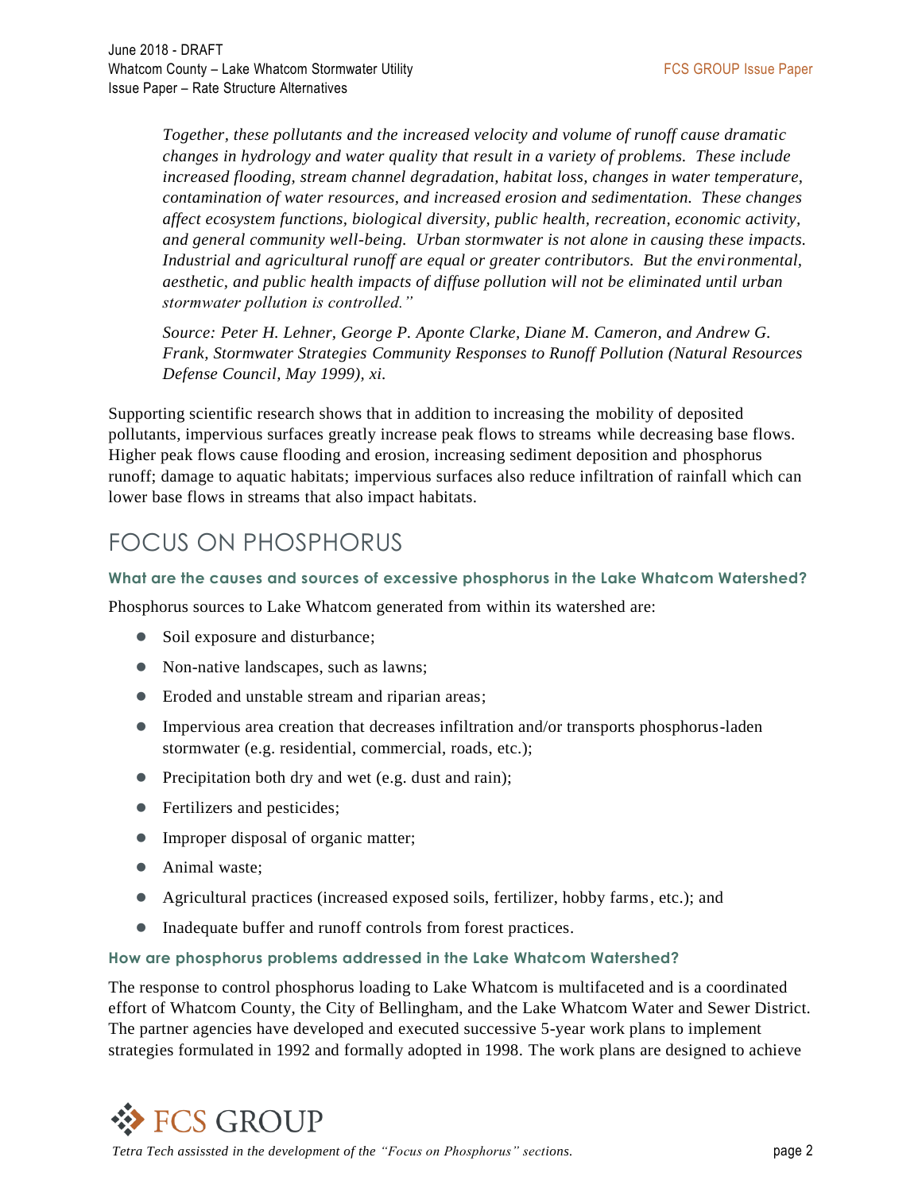*Together, these pollutants and the increased velocity and volume of runoff cause dramatic changes in hydrology and water quality that result in a variety of problems. These include increased flooding, stream channel degradation, habitat loss, changes in water temperature, contamination of water resources, and increased erosion and sedimentation. These changes affect ecosystem functions, biological diversity, public health, recreation, economic activity, and general community well-being. Urban stormwater is not alone in causing these impacts. Industrial and agricultural runoff are equal or greater contributors. But the environmental, aesthetic, and public health impacts of diffuse pollution will not be eliminated until urban stormwater pollution is controlled."*

*Source: Peter H. Lehner, George P. Aponte Clarke, Diane M. Cameron, and Andrew G. Frank, Stormwater Strategies Community Responses to Runoff Pollution (Natural Resources Defense Council, May 1999), xi.*

Supporting scientific research shows that in addition to increasing the mobility of deposited pollutants, impervious surfaces greatly increase peak flows to streams while decreasing base flows. Higher peak flows cause flooding and erosion, increasing sediment deposition and phosphorus runoff; damage to aquatic habitats; impervious surfaces also reduce infiltration of rainfall which can lower base flows in streams that also impact habitats.

## FOCUS ON PHOSPHORUS

### What are the causes and sources of excessive phosphorus in the Lake Whatcom Watershed?

Phosphorus sources to Lake Whatcom generated from within its watershed are:

- Soil exposure and disturbance;
- Non-native landscapes, such as lawns;
- Eroded and unstable stream and riparian areas;
- Impervious area creation that decreases infiltration and/or transports phosphorus-laden stormwater (e.g. residential, commercial, roads, etc.);
- Precipitation both dry and wet (e.g. dust and rain);
- Fertilizers and pesticides;
- Improper disposal of organic matter;
- Animal waste;
- Agricultural practices (increased exposed soils, fertilizer, hobby farms, etc.); and
- Inadequate buffer and runoff controls from forest practices.

### How are phosphorus problems addressed in the Lake Whatcom Watershed?

The response to control phosphorus loading to Lake Whatcom is multifaceted and is a coordinated effort of Whatcom County, the City of Bellingham, and the Lake Whatcom Water and Sewer District. The partner agencies have developed and executed successive 5-year work plans to implement strategies formulated in 1992 and formally adopted in 1998. The work plans are designed to achieve

*Tetra Tech assissted in the development of the "Focus on Phosphorus" sections.*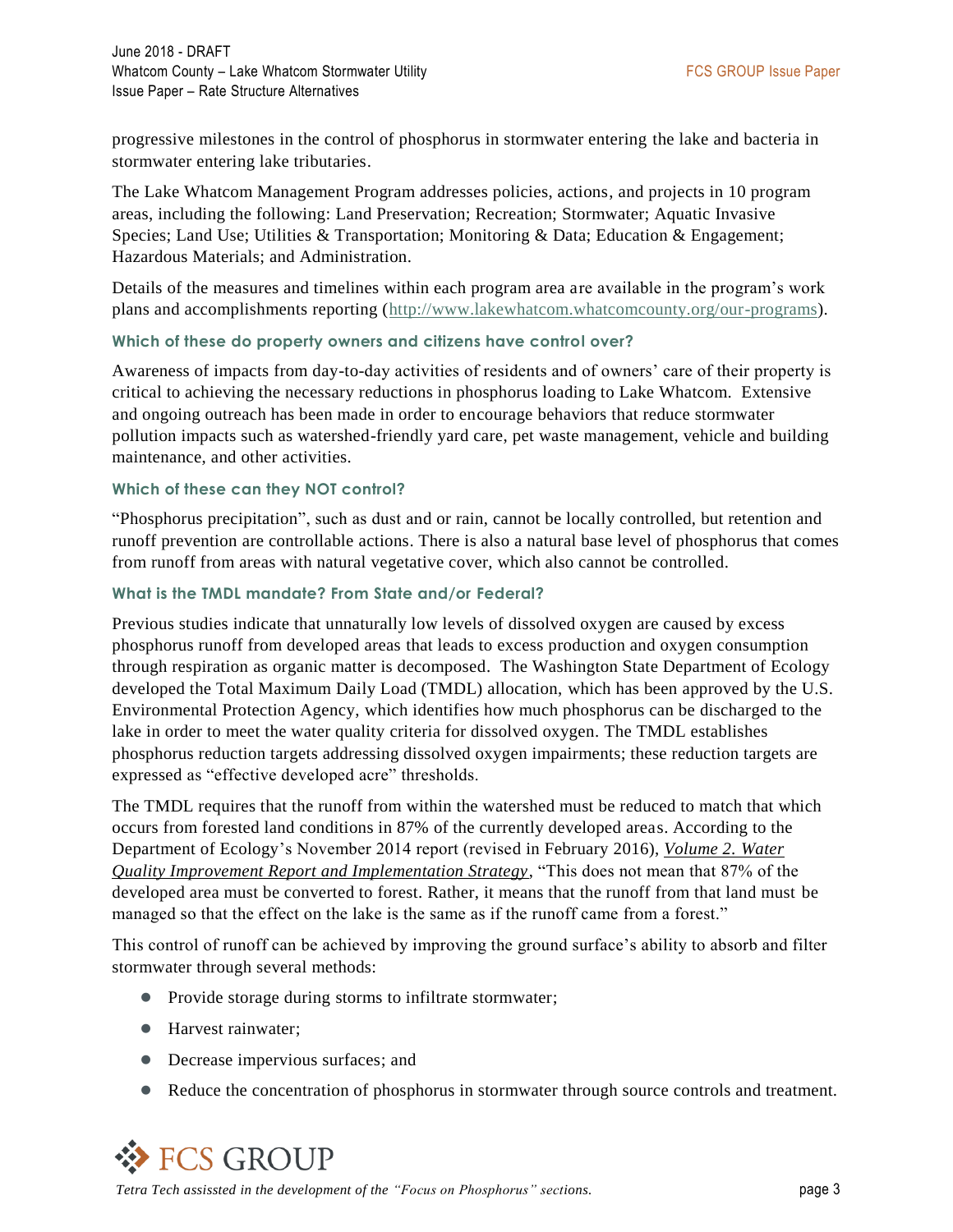progressive milestones in the control of phosphorus in stormwater entering the lake and bacteria in stormwater entering lake tributaries.

The Lake Whatcom Management Program addresses policies, actions, and projects in 10 program areas, including the following: Land Preservation; Recreation; Stormwater; Aquatic Invasive Species; Land Use; Utilities & Transportation; Monitoring & Data; Education & Engagement; Hazardous Materials; and Administration.

Details of the measures and timelines within each program area are available in the program's work plans and accomplishments reporting (http://www.lakewhatcom.whatcomcounty.org/our-programs).

#### Which of these do property owners and citizens have control over?

Awareness of impacts from day-to-day activities of residents and of owners' care of their property is critical to achieving the necessary reductions in phosphorus loading to Lake Whatcom. Extensive and ongoing outreach has been made in order to encourage behaviors that reduce stormwater pollution impacts such as watershed-friendly yard care, pet waste management, vehicle and building maintenance, and other activities.

#### Which of these can they NOT control?

"Phosphorus precipitation", such as dust and or rain, cannot be locally controlled, but retention and runoff prevention are controllable actions. There is also a natural base level of phosphorus that comes from runoff from areas with natural vegetative cover, which also cannot be controlled.

#### What is the TMDL mandate? From State and/or Federal?

Previous studies indicate that unnaturally low levels of dissolved oxygen are caused by excess phosphorus runoff from developed areas that leads to excess production and oxygen consumption through respiration as organic matter is decomposed. The Washington State Department of Ecology developed the Total Maximum Daily Load (TMDL) allocation, which has been approved by the U.S. Environmental Protection Agency, which identifies how much phosphorus can be discharged to the lake in order to meet the water quality criteria for dissolved oxygen. The TMDL establishes phosphorus reduction targets addressing dissolved oxygen impairments; these reduction targets are expressed as "effective developed acre" thresholds.

The TMDL requires that the runoff from within the watershed must be reduced to match that which occurs from forested land conditions in 87% of the currently developed areas. According to the Department of Ecology's November 2014 report (revised in February 2016), *Volume 2. Water Quality Improvement Report and Implementation Strategy*, "This does not mean that 87% of the developed area must be converted to forest. Rather, it means that the runoff from that land must be managed so that the effect on the lake is the same as if the runoff came from a forest."

This control of runoff can be achieved by improving the ground surface's ability to absorb and filter stormwater through several methods:

- Provide storage during storms to infiltrate stormwater;
- Harvest rainwater;
- Decrease impervious surfaces; and
- Reduce the concentration of phosphorus in stormwater through source controls and treatment.

*Tetra Tech assissted in the development of the "Focus on Phosphorus" sections.*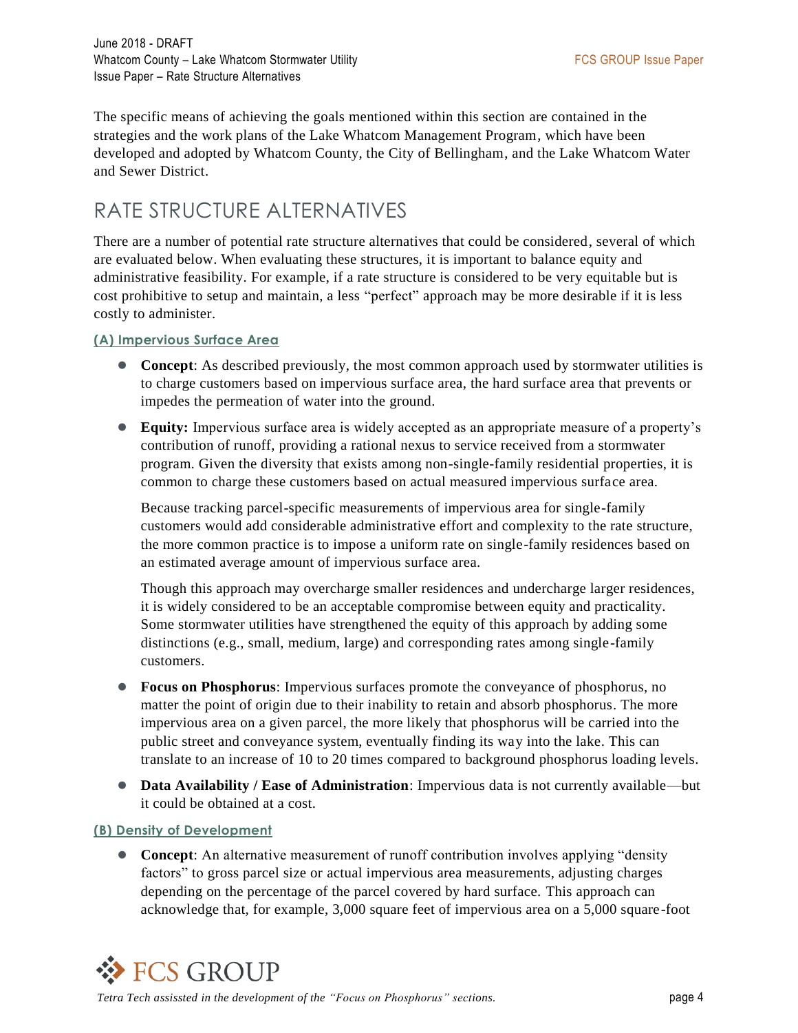The specific means of achieving the goals mentioned within this section are contained in the strategies and the work plans of the Lake Whatcom Management Program, which have been developed and adopted by Whatcom County, the City of Bellingham, and the Lake Whatcom Water and Sewer District.

## RATE STRUCTURE ALTERNATIVES

There are a number of potential rate structure alternatives that could be considered, several of which are evaluated below. When evaluating these structures, it is important to balance equity and administrative feasibility. For example, if a rate structure is considered to be very equitable but is cost prohibitive to setup and maintain, a less "perfect" approach may be more desirable if it is less costly to administer.

### (A) Impervious Surface Area

- **Concept**: As described previously, the most common approach used by stormwater utilities is to charge customers based on impervious surface area, the hard surface area that prevents or impedes the permeation of water into the ground.
- **Equity:** Impervious surface area is widely accepted as an appropriate measure of a property's contribution of runoff, providing a rational nexus to service received from a stormwater program. Given the diversity that exists among non-single-family residential properties, it is common to charge these customers based on actual measured impervious surface area.

  Because tracking parcel-specific measurements of impervious area for single-family customers would add considerable administrative effort and complexity to the rate structure, the more common practice is to impose a uniform rate on single-family residences based on an estimated average amount of impervious surface area.

  Though this approach may overcharge smaller residences and undercharge larger residences, it is widely considered to be an acceptable compromise between equity and practicality. Some stormwater utilities have strengthened the equity of this approach by adding some distinctions (e.g., small, medium, large) and corresponding rates among single-family customers.
- **Focus on Phosphorus**: Impervious surfaces promote the conveyance of phosphorus, no matter the point of origin due to their inability to retain and absorb phosphorus. The more impervious area on a given parcel, the more likely that phosphorus will be carried into the public street and conveyance system, eventually finding its way into the lake. This can translate to an increase of 10 to 20 times compared to background phosphorus loading levels.
- **Data Availability / Ease of Administration**: Impervious data is not currently available—but it could be obtained at a cost.

### (B) Density of Development

- **Concept**: An alternative measurement of runoff contribution involves applying "density factors" to gross parcel size or actual impervious area measurements, adjusting charges depending on the percentage of the parcel covered by hard surface. This approach can acknowledge that, for example, 3,000 square feet of impervious area on a 5,000 square-foot

*Tetra Tech assissted in the development of the "Focus on Phosphorus" sections.*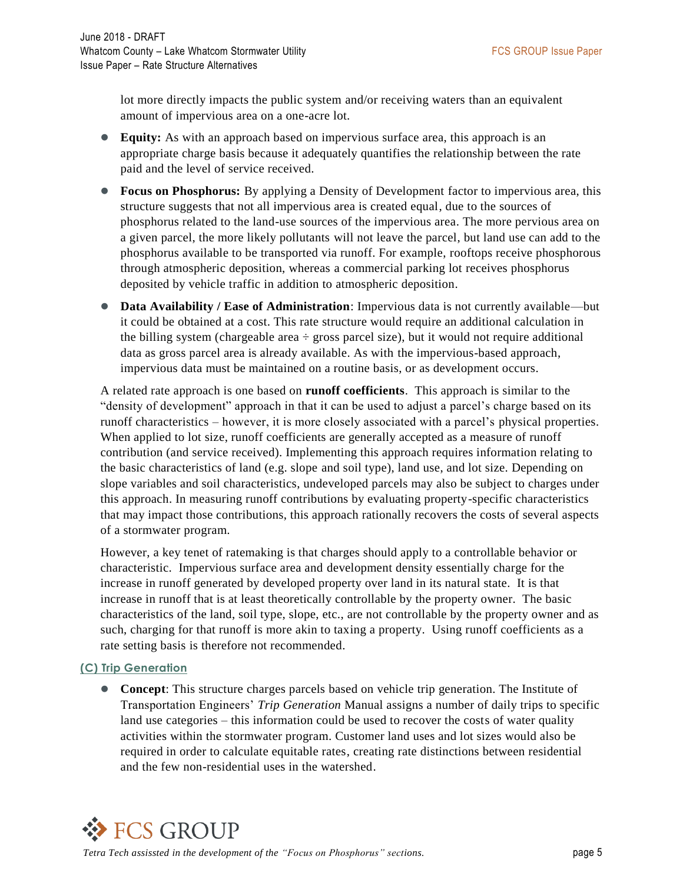lot more directly impacts the public system and/or receiving waters than an equivalent amount of impervious area on a one-acre lot.

- **Equity:** As with an approach based on impervious surface area, this approach is an appropriate charge basis because it adequately quantifies the relationship between the rate paid and the level of service received.
- **Focus on Phosphorus:** By applying a Density of Development factor to impervious area, this structure suggests that not all impervious area is created equal, due to the sources of phosphorus related to the land-use sources of the impervious area. The more pervious area on a given parcel, the more likely pollutants will not leave the parcel, but land use can add to the phosphorus available to be transported via runoff. For example, rooftops receive phosphorous through atmospheric deposition, whereas a commercial parking lot receives phosphorus deposited by vehicle traffic in addition to atmospheric deposition.
- **Data Availability / Ease of Administration**: Impervious data is not currently available—but it could be obtained at a cost. This rate structure would require an additional calculation in the billing system (chargeable area ÷ gross parcel size), but it would not require additional data as gross parcel area is already available. As with the impervious-based approach, impervious data must be maintained on a routine basis, or as development occurs.

A related rate approach is one based on **runoff coefficients**. This approach is similar to the "density of development" approach in that it can be used to adjust a parcel's charge based on its runoff characteristics – however, it is more closely associated with a parcel's physical properties. When applied to lot size, runoff coefficients are generally accepted as a measure of runoff contribution (and service received). Implementing this approach requires information relating to the basic characteristics of land (e.g. slope and soil type), land use, and lot size. Depending on slope variables and soil characteristics, undeveloped parcels may also be subject to charges under this approach. In measuring runoff contributions by evaluating property-specific characteristics that may impact those contributions, this approach rationally recovers the costs of several aspects of a stormwater program.

However, a key tenet of ratemaking is that charges should apply to a controllable behavior or characteristic. Impervious surface area and development density essentially charge for the increase in runoff generated by developed property over land in its natural state. It is that increase in runoff that is at least theoretically controllable by the property owner. The basic characteristics of the land, soil type, slope, etc., are not controllable by the property owner and as such, charging for that runoff is more akin to taxing a property. Using runoff coefficients as a rate setting basis is therefore not recommended.

### (C) Trip Generation

- **Concept**: This structure charges parcels based on vehicle trip generation. The Institute of Transportation Engineers' *Trip Generation* Manual assigns a number of daily trips to specific land use categories – this information could be used to recover the costs of water quality activities within the stormwater program. Customer land uses and lot sizes would also be required in order to calculate equitable rates, creating rate distinctions between residential and the few non-residential uses in the watershed.

*Tetra Tech assissted in the development of the "Focus on Phosphorus" sections.*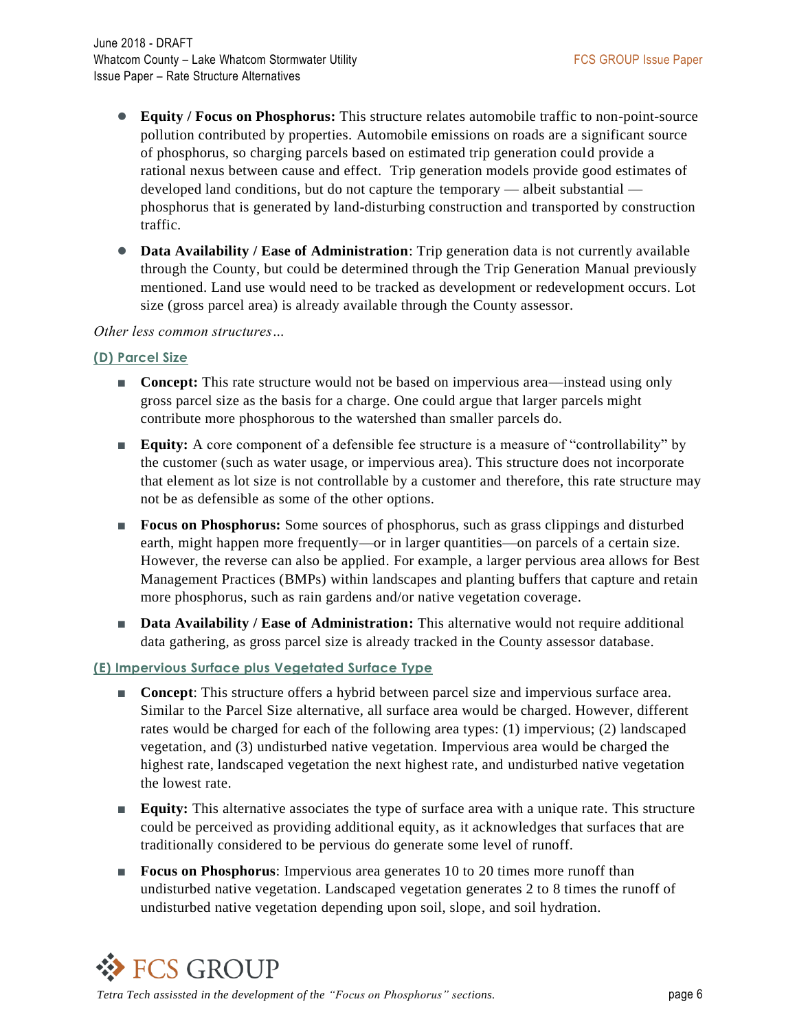- **Equity / Focus on Phosphorus:** This structure relates automobile traffic to non-point-source pollution contributed by properties. Automobile emissions on roads are a significant source of phosphorus, so charging parcels based on estimated trip generation could provide a rational nexus between cause and effect. Trip generation models provide good estimates of developed land conditions, but do not capture the temporary — albeit substantial — phosphorus that is generated by land-disturbing construction and transported by construction traffic.
- **Data Availability / Ease of Administration**: Trip generation data is not currently available through the County, but could be determined through the Trip Generation Manual previously mentioned. Land use would need to be tracked as development or redevelopment occurs. Lot size (gross parcel area) is already available through the County assessor.

*Other less common structures…*

#### (D) Parcel Size

- **Concept:** This rate structure would not be based on impervious area—instead using only gross parcel size as the basis for a charge. One could argue that larger parcels might contribute more phosphorous to the watershed than smaller parcels do.
- **Equity:** A core component of a defensible fee structure is a measure of "controllability" by the customer (such as water usage, or impervious area). This structure does not incorporate that element as lot size is not controllable by a customer and therefore, this rate structure may not be as defensible as some of the other options.
- **Focus on Phosphorus:** Some sources of phosphorus, such as grass clippings and disturbed earth, might happen more frequently—or in larger quantities—on parcels of a certain size. However, the reverse can also be applied. For example, a larger pervious area allows for Best Management Practices (BMPs) within landscapes and planting buffers that capture and retain more phosphorus, such as rain gardens and/or native vegetation coverage.
- **Data Availability / Ease of Administration:** This alternative would not require additional data gathering, as gross parcel size is already tracked in the County assessor database.

#### (E) Impervious Surface plus Vegetated Surface Type

- **Concept**: This structure offers a hybrid between parcel size and impervious surface area. Similar to the Parcel Size alternative, all surface area would be charged. However, different rates would be charged for each of the following area types: (1) impervious; (2) landscaped vegetation, and (3) undisturbed native vegetation. Impervious area would be charged the highest rate, landscaped vegetation the next highest rate, and undisturbed native vegetation the lowest rate.
- **Equity:** This alternative associates the type of surface area with a unique rate. This structure could be perceived as providing additional equity, as it acknowledges that surfaces that are traditionally considered to be pervious do generate some level of runoff.
- **Focus on Phosphorus**: Impervious area generates 10 to 20 times more runoff than undisturbed native vegetation. Landscaped vegetation generates 2 to 8 times the runoff of undisturbed native vegetation depending upon soil, slope, and soil hydration.

*Tetra Tech assissted in the development of the "Focus on Phosphorus" sections.*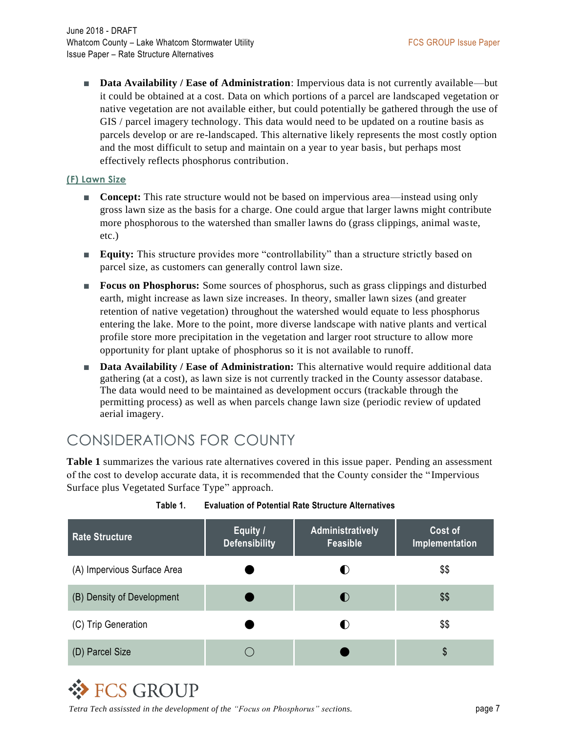- **Data Availability / Ease of Administration**: Impervious data is not currently available—but it could be obtained at a cost. Data on which portions of a parcel are landscaped vegetation or native vegetation are not available either, but could potentially be gathered through the use of GIS / parcel imagery technology. This data would need to be updated on a routine basis as parcels develop or are re-landscaped. This alternative likely represents the most costly option and the most difficult to setup and maintain on a year to year basis, but perhaps most effectively reflects phosphorus contribution.

#### (F) Lawn Size

- **Concept:** This rate structure would not be based on impervious area—instead using only gross lawn size as the basis for a charge. One could argue that larger lawns might contribute more phosphorous to the watershed than smaller lawns do (grass clippings, animal waste, etc.)
- **Equity:** This structure provides more "controllability" than a structure strictly based on parcel size, as customers can generally control lawn size.
- **Focus on Phosphorus:** Some sources of phosphorus, such as grass clippings and disturbed earth, might increase as lawn size increases. In theory, smaller lawn sizes (and greater retention of native vegetation) throughout the watershed would equate to less phosphorus entering the lake. More to the point, more diverse landscape with native plants and vertical profile store more precipitation in the vegetation and larger root structure to allow more opportunity for plant uptake of phosphorus so it is not available to runoff.
- **Data Availability / Ease of Administration:** This alternative would require additional data gathering (at a cost), as lawn size is not currently tracked in the County assessor database. The data would need to be maintained as development occurs (trackable through the permitting process) as well as when parcels change lawn size (periodic review of updated aerial imagery.

## CONSIDERATIONS FOR COUNTY

**Table 1** summarizes the various rate alternatives covered in this issue paper. Pending an assessment of the cost to develop accurate data, it is recommended that the County consider the "Impervious Surface plus Vegetated Surface Type" approach.

**Table 1. Evaluation of Potential Rate Structure Alternatives**

| Rate Structure | Equity / Defensibility | Administratively Feasible | Cost of Implementation |
|---|---|---|---|
| (A) Impervious Surface Area | ● | ◐ | $$ |
| (B) Density of Development | ● | ◐ | $$ |
| (C) Trip Generation | ● | ◐ | $$ |
| (D) Parcel Size | ○ | ● | $ |

*Tetra Tech assissted in the development of the "Focus on Phosphorus" sections.*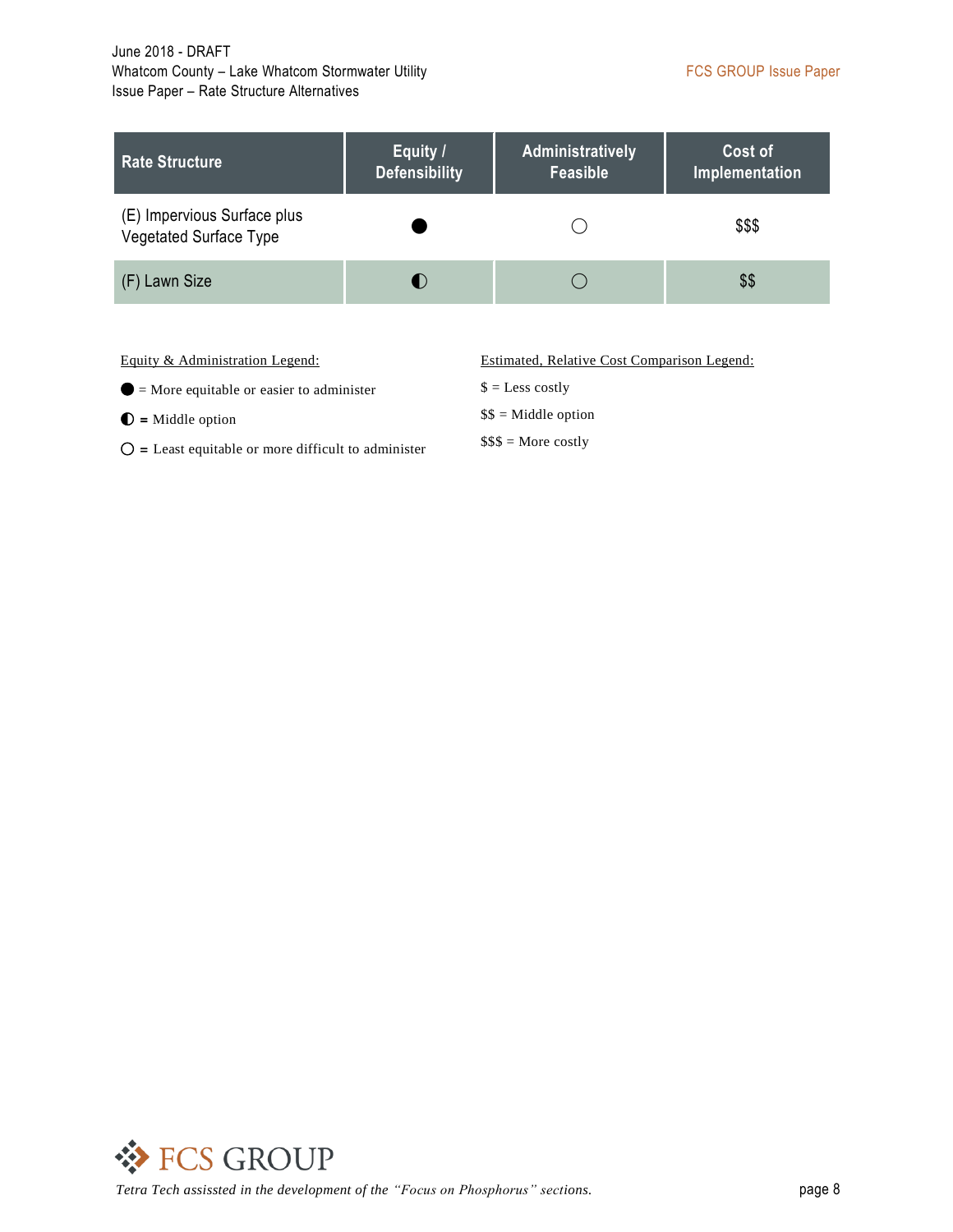| Rate Structure | Equity / Defensibility | Administratively Feasible | Cost of Implementation |
|---|---|---|---|
| (E) Impervious Surface plus Vegetated Surface Type | ● | ○ | $$$ |
| (F) Lawn Size | ◐ | ○ | $$ |

Equity & Administration Legend:

● = More equitable or easier to administer

◐ = Middle option

○ = Least equitable or more difficult to administer

Estimated, Relative Cost Comparison Legend:

$ = Less costly

$$ = Middle option

$$$ = More costly

FCS GROUP

*Tetra Tech assissted in the development of the "Focus on Phosphorus" sections.*